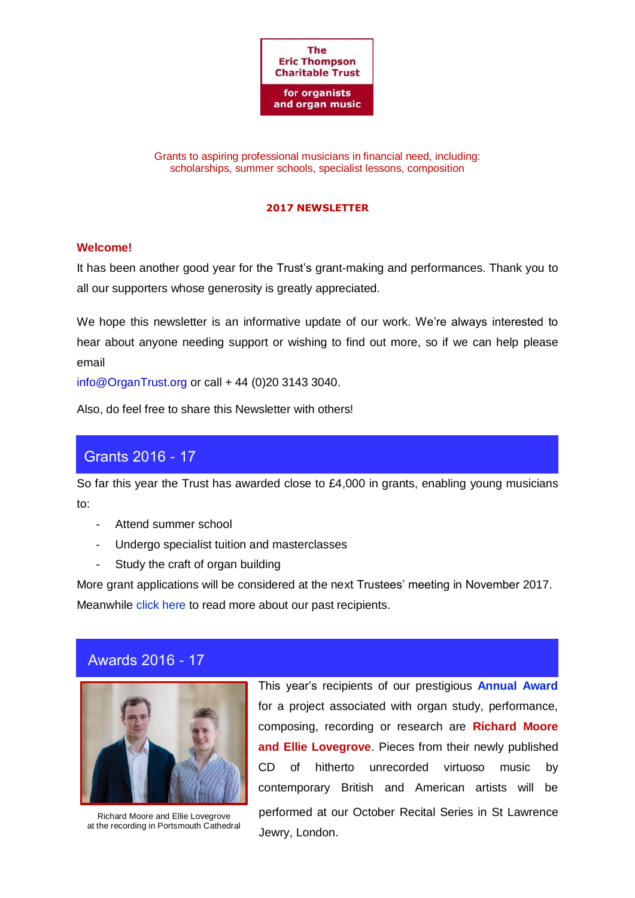**The Eric Thompson Charitable Trust**

**for organists and organ music**

Grants to aspiring professional musicians in financial need, including: scholarships, summer schools, specialist lessons, composition

**2017 NEWSLETTER**

**Welcome!**

It has been another good year for the Trust's grant-making and performances. Thank you to all our supporters whose generosity is greatly appreciated.

We hope this newsletter is an informative update of our work. We're always interested to hear about anyone needing support or wishing to find out more, so if we can help please email info@OrganTrust.org or call + 44 (0)20 3143 3040.

Also, do feel free to share this Newsletter with others!

## Grants 2016 - 17

So far this year the Trust has awarded close to £4,000 in grants, enabling young musicians to:

- Attend summer school
- Undergo specialist tuition and masterclasses
- Study the craft of organ building

More grant applications will be considered at the next Trustees' meeting in November 2017. Meanwhile click here to read more about our past recipients.

## Awards 2016 - 17

Richard Moore and Ellie Lovegrove at the recording in Portsmouth Cathedral

This year's recipients of our prestigious **Annual Award** for a project associated with organ study, performance, composing, recording or research are **Richard Moore and Ellie Lovegrove**. Pieces from their newly published CD of hitherto unrecorded virtuoso music by contemporary British and American artists will be performed at our October Recital Series in St Lawrence Jewry, London.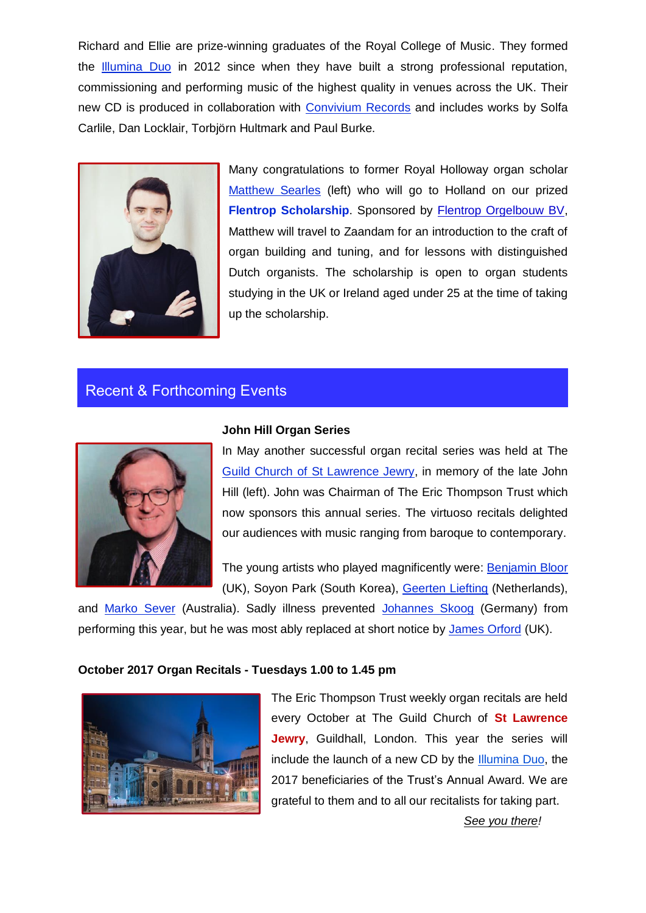Richard and Ellie are prize-winning graduates of the Royal College of Music. They formed the Illumina Duo in 2012 since when they have built a strong professional reputation, commissioning and performing music of the highest quality in venues across the UK. Their new CD is produced in collaboration with Convivium Records and includes works by Solfa Carlile, Dan Locklair, Torbjörn Hultmark and Paul Burke.

Many congratulations to former Royal Holloway organ scholar Matthew Searles (left) who will go to Holland on our prized **Flentrop Scholarship**. Sponsored by Flentrop Orgelbouw BV, Matthew will travel to Zaandam for an introduction to the craft of organ building and tuning, and for lessons with distinguished Dutch organists. The scholarship is open to organ students studying in the UK or Ireland aged under 25 at the time of taking up the scholarship.

## Recent & Forthcoming Events

**John Hill Organ Series**

In May another successful organ recital series was held at The Guild Church of St Lawrence Jewry, in memory of the late John Hill (left). John was Chairman of The Eric Thompson Trust which now sponsors this annual series. The virtuoso recitals delighted our audiences with music ranging from baroque to contemporary.

The young artists who played magnificently were: Benjamin Bloor (UK), Soyon Park (South Korea), Geerten Liefting (Netherlands), and Marko Sever (Australia). Sadly illness prevented Johannes Skoog (Germany) from performing this year, but he was most ably replaced at short notice by James Orford (UK).

**October 2017 Organ Recitals - Tuesdays 1.00 to 1.45 pm**

The Eric Thompson Trust weekly organ recitals are held every October at The Guild Church of **St Lawrence Jewry**, Guildhall, London. This year the series will include the launch of a new CD by the Illumina Duo, the 2017 beneficiaries of the Trust's Annual Award. We are grateful to them and to all our recitalists for taking part.

*See you there!*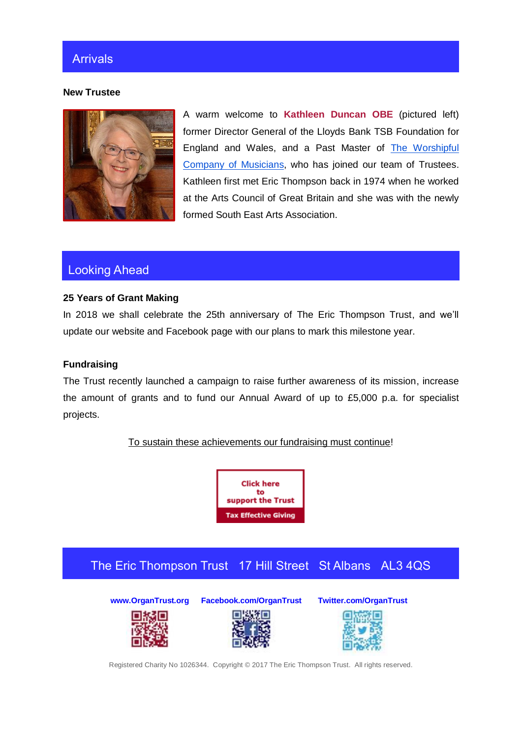## Arrivals

**New Trustee**

A warm welcome to **Kathleen Duncan OBE** (pictured left) former Director General of the Lloyds Bank TSB Foundation for England and Wales, and a Past Master of The Worshipful Company of Musicians, who has joined our team of Trustees. Kathleen first met Eric Thompson back in 1974 when he worked at the Arts Council of Great Britain and she was with the newly formed South East Arts Association.

## Looking Ahead

**25 Years of Grant Making**

In 2018 we shall celebrate the 25th anniversary of The Eric Thompson Trust, and we'll update our website and Facebook page with our plans to mark this milestone year.

**Fundraising**

The Trust recently launched a campaign to raise further awareness of its mission, increase the amount of grants and to fund our Annual Award of up to £5,000 p.a. for specialist projects.

To sustain these achievements our fundraising must continue!

**Click here to support the Trust**

**Tax Effective Giving**

## The Eric Thompson Trust 17 Hill Street St Albans AL3 4QS

**www.OrganTrust.org** **Facebook.com/OrganTrust** **Twitter.com/OrganTrust**

Registered Charity No 1026344. Copyright © 2017 The Eric Thompson Trust. All rights reserved.